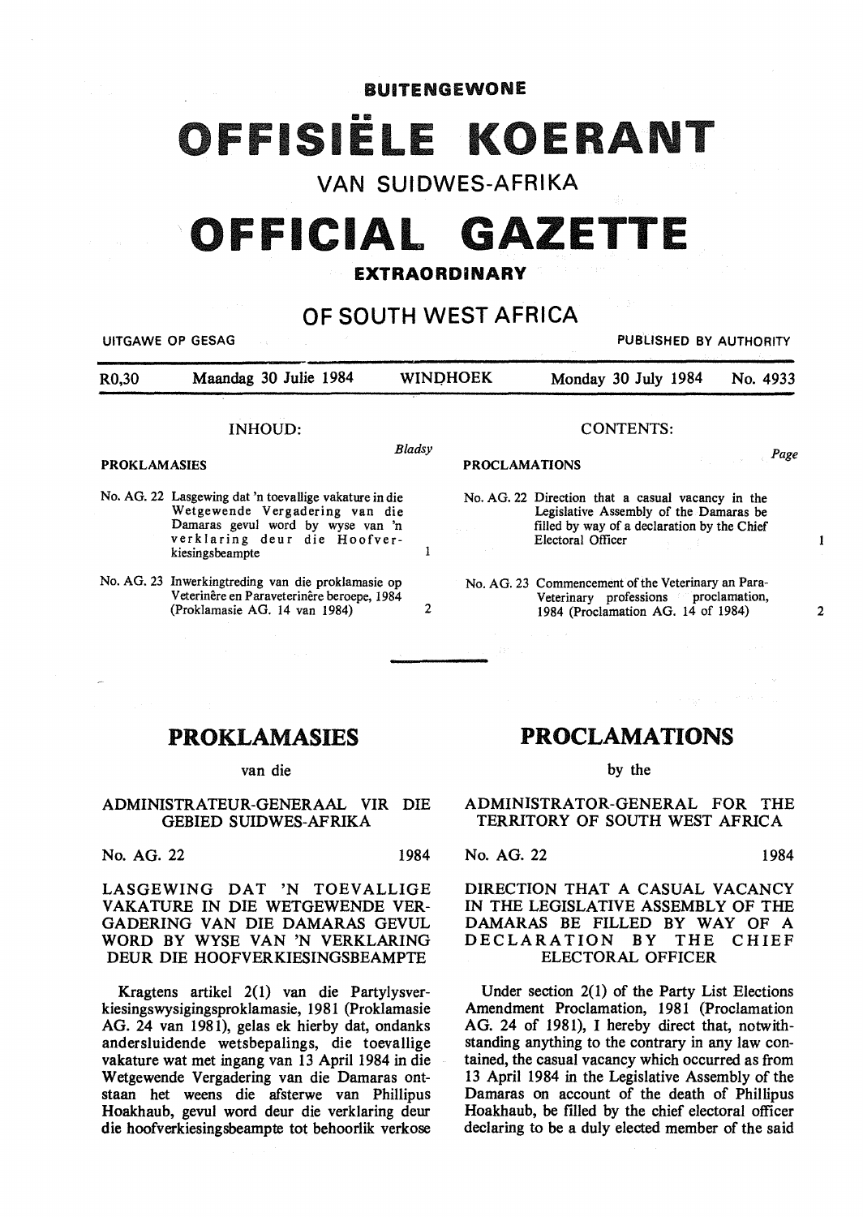# BUITENGEWONE

# OFFISIËLE KOERANT

## VAN SUIDWES-AFRIKA

# OFFICIAL GAZETTE

## EXTRAORDINARY

## OF SOUTH WEST AFRICA

UITGAWE OP GESAG — PUBLISHED BY AUTHORITY

R0,30 — Maandag 30 Julie 1984 — WINDHOEK — Monday 30 July 1984 — No. 4933

INHOUD:

PROKLAMASIES — *Bladsy*

No. AG. 22 Lasgewing dat 'n toevallige vakature in die Wetgewende Vergadering van die Damaras gevul word by wyse van 'n verklaring deur die Hoofverkiesingsbeampte — 1

No. AG. 23 Inwerkingtreding van die proklamasie op Veterinêre en Paraveterinêre beroepe, 1984 (Proklamasie AG. 14 van 1984) — 2

CONTENTS:

PROCLAMATIONS — *Page*

No. AG. 22 Direction that a casual vacancy in the Legislative Assembly of the Damaras be filled by way of a declaration by the Chief Electoral Officer — 1

No. AG. 23 Commencement of the Veterinary an Para-Veterinary professions proclamation, 1984 (Proclamation AG. 14 of 1984) — 2

## PROKLAMASIES

van die

### ADMINISTRATEUR-GENERAAL VIR DIE GEBIED SUIDWES-AFRIKA

No. AG. 22 — 1984

### LASGEWING DAT 'N TOEVALLIGE VAKATURE IN DIE WETGEWENDE VERGADERING VAN DIE DAMARAS GEVUL WORD BY WYSE VAN 'N VERKLARING DEUR DIE HOOFVERKIESINGSBEAMPTE

Kragtens artikel 2(1) van die Partylysverkiesingswysigingsproklamasie, 1981 (Proklamasie AG. 24 van 1981), gelas ek hierby dat, ondanks andersluidende wetsbepalings, die toevallige vakature wat met ingang van 13 April 1984 in die Wetgewende Vergadering van die Damaras ontstaan het weens die afsterwe van Phillipus Hoakhaub, gevul word deur die verklaring deur die hoofverkiesingsbeampte tot behoorlik verkose

## PROCLAMATIONS

by the

### ADMINISTRATOR-GENERAL FOR THE TERRITORY OF SOUTH WEST AFRICA

No. AG. 22 — 1984

### DIRECTION THAT A CASUAL VACANCY IN THE LEGISLATIVE ASSEMBLY OF THE DAMARAS BE FILLED BY WAY OF A DECLARATION BY THE CHIEF ELECTORAL OFFICER

Under section 2(1) of the Party List Elections Amendment Proclamation, 1981 (Proclamation AG. 24 of 1981), I hereby direct that, notwithstanding anything to the contrary in any law contained, the casual vacancy which occurred as from 13 April 1984 in the Legislative Assembly of the Damaras on account of the death of Phillipus Hoakhaub, be filled by the chief electoral officer declaring to be a duly elected member of the said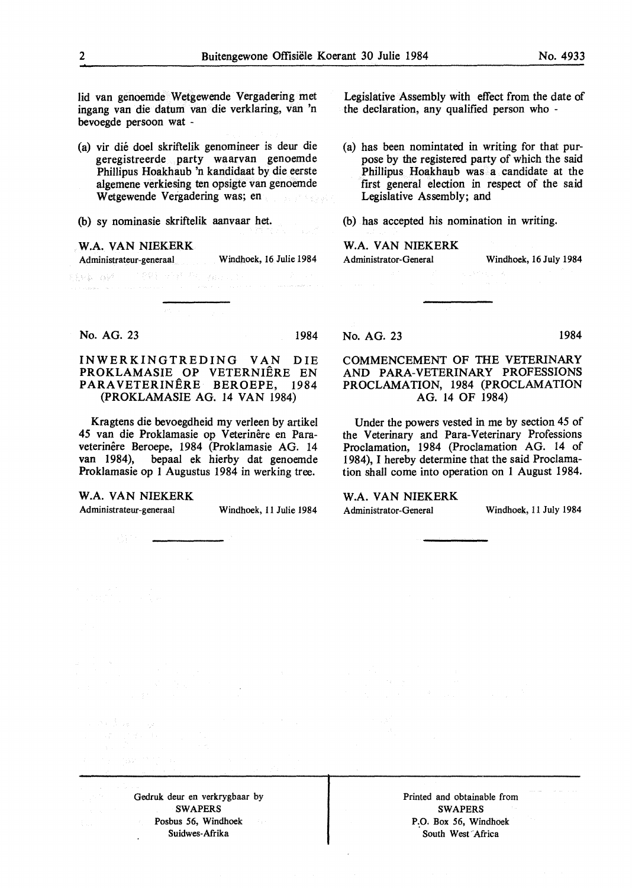lid van genoemde Wetgewende Vergadering met ingang van die datum van die verklaring, van 'n bevoegde persoon wat -

(a) vir dié doel skriftelik genomineer is deur die geregistreerde party waarvan genoemde Phillipus Hoakhaub 'n kandidaat by die eerste algemene verkiesing ten opsigte van genoemde Wetgewende Vergadering was; en

(b) sy nominasie skriftelik aanvaar het.

W.A. VAN NIEKERK
Administrateur-generaal — Windhoek, 16 Julie 1984

Legislative Assembly with effect from the date of the declaration, any qualified person who -

(a) has been nomintated in writing for that purpose by the registered party of which the said Phillipus Hoakhaub was a candidate at the first general election in respect of the said Legislative Assembly; and

(b) has accepted his nomination in writing.

W.A. VAN NIEKERK
Administrator-General — Windhoek, 16 July 1984

---

No. AG. 23 — 1984

## INWERKINGTREDING VAN DIE PROKLAMASIE OP VETERNIÊRE EN PARAVETERINÊRE BEROEPE, 1984 (PROKLAMASIE AG. 14 VAN 1984)

Kragtens die bevoegdheid my verleen by artikel 45 van die Proklamasie op Veterinêre en Paraveterinêre Beroepe, 1984 (Proklamasie AG. 14 van 1984), bepaal ek hierby dat genoemde Proklamasie op 1 Augustus 1984 in werking tree.

W.A. VAN NIEKERK
Administrateur-generaal — Windhoek, 11 Julie 1984

No. AG. 23 — 1984

## COMMENCEMENT OF THE VETERINARY AND PARA-VETERINARY PROFESSIONS PROCLAMATION, 1984 (PROCLAMATION AG. 14 OF 1984)

Under the powers vested in me by section 45 of the Veterinary and Para-Veterinary Professions Proclamation, 1984 (Proclamation AG. 14 of 1984), I hereby determine that the said Proclamation shall come into operation on 1 August 1984.

W.A. VAN NIEKERK
Administrator-General — Windhoek, 11 July 1984

---

Gedruk deur en verkrygbaar by
SWAPERS
Posbus 56, Windhoek
Suidwes-Afrika

Printed and obtainable from
SWAPERS
P.O. Box 56, Windhoek
South West Africa